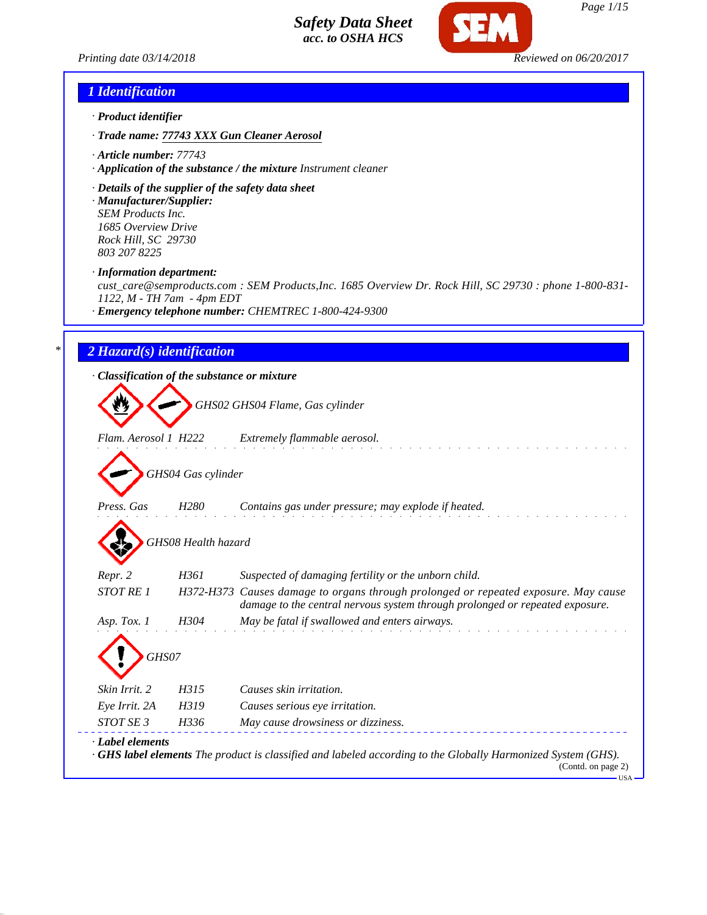# Safety Data Sheet
*acc. to OSHA HCS*

Printing date 03/14/2018 Reviewed on 06/20/2017

## 1 Identification

- **Product identifier**
- **Trade name:** 77743 XXX Gun Cleaner Aerosol
- **Article number:** 77743
- **Application of the substance / the mixture** Instrument cleaner
- **Details of the supplier of the safety data sheet**
- **Manufacturer/Supplier:**
  SEM Products Inc.
  1685 Overview Drive
  Rock Hill, SC 29730
  803 207 8225
- **Information department:**
  cust_care@semproducts.com : SEM Products,Inc. 1685 Overview Dr. Rock Hill, SC 29730 : phone 1-800-831-1122, M - TH 7am - 4pm EDT
- **Emergency telephone number:** CHEMTREC 1-800-424-9300

## * 2 Hazard(s) identification

- **Classification of the substance or mixture**

GHS02 GHS04 Flame, Gas cylinder

| | | |
|---|---|---|
| Flam. Aerosol 1 | H222 | Extremely flammable aerosol. |

GHS04 Gas cylinder

| | | |
|---|---|---|
| Press. Gas | H280 | Contains gas under pressure; may explode if heated. |

GHS08 Health hazard

| | | |
|---|---|---|
| Repr. 2 | H361 | Suspected of damaging fertility or the unborn child. |
| STOT RE 1 | H372-H373 | Causes damage to organs through prolonged or repeated exposure. May cause damage to the central nervous system through prolonged or repeated exposure. |
| Asp. Tox. 1 | H304 | May be fatal if swallowed and enters airways. |

GHS07

| | | |
|---|---|---|
| Skin Irrit. 2 | H315 | Causes skin irritation. |
| Eye Irrit. 2A | H319 | Causes serious eye irritation. |
| STOT SE 3 | H336 | May cause drowsiness or dizziness. |

- **Label elements**
- **GHS label elements** The product is classified and labeled according to the Globally Harmonized System (GHS).

(Contd. on page 2)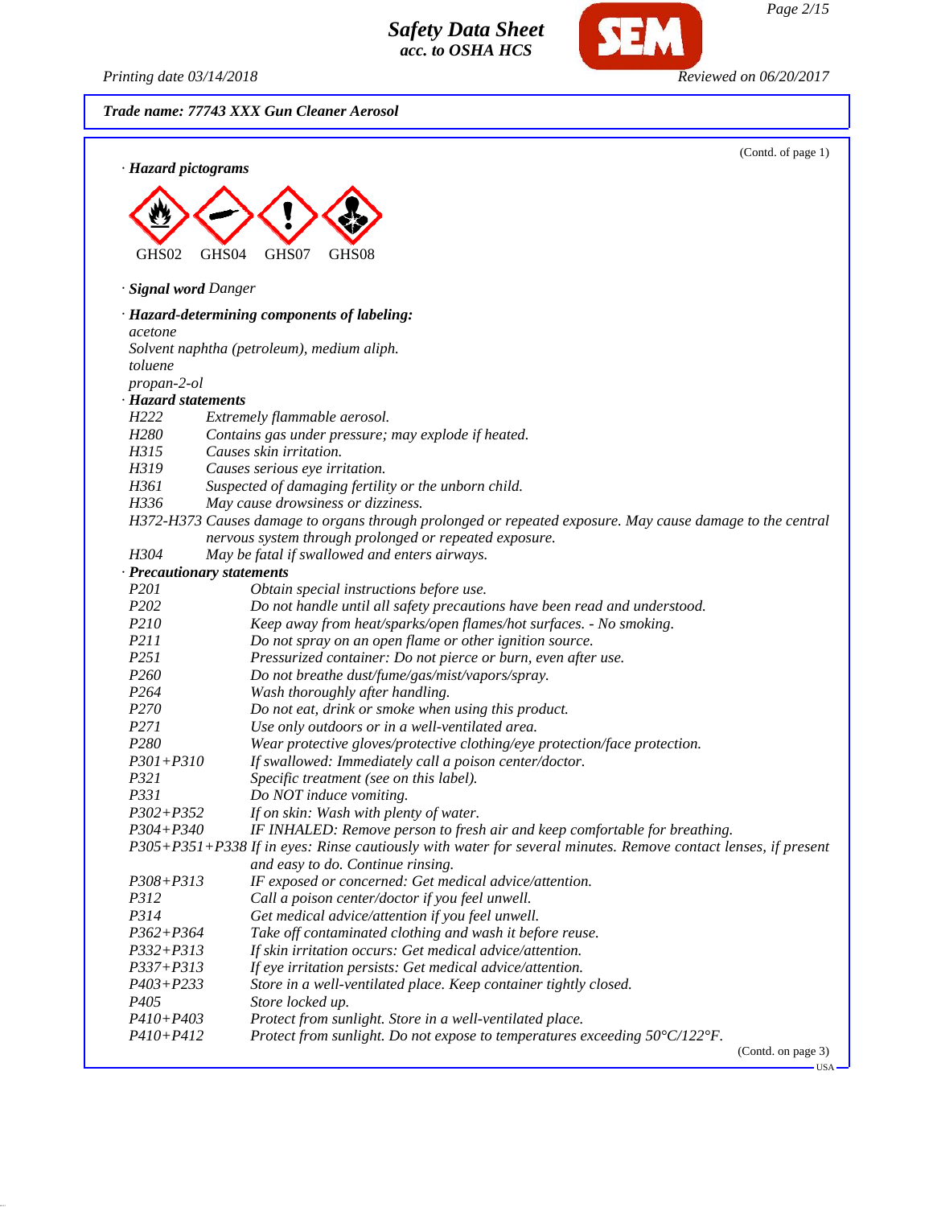**Trade name: 77743 XXX Gun Cleaner Aerosol**

(Contd. of page 1)

· **Hazard pictograms**

GHS02 GHS04 GHS07 GHS08

· **Signal word** Danger

· **Hazard-determining components of labeling:**

acetone
Solvent naphtha (petroleum), medium aliph.
toluene
propan-2-ol

· **Hazard statements**

| | |
|---|---|
| H222 | Extremely flammable aerosol. |
| H280 | Contains gas under pressure; may explode if heated. |
| H315 | Causes skin irritation. |
| H319 | Causes serious eye irritation. |
| H361 | Suspected of damaging fertility or the unborn child. |
| H336 | May cause drowsiness or dizziness. |
| H372-H373 | Causes damage to organs through prolonged or repeated exposure. May cause damage to the central nervous system through prolonged or repeated exposure. |
| H304 | May be fatal if swallowed and enters airways. |

· **Precautionary statements**

| | |
|---|---|
| P201 | Obtain special instructions before use. |
| P202 | Do not handle until all safety precautions have been read and understood. |
| P210 | Keep away from heat/sparks/open flames/hot surfaces. - No smoking. |
| P211 | Do not spray on an open flame or other ignition source. |
| P251 | Pressurized container: Do not pierce or burn, even after use. |
| P260 | Do not breathe dust/fume/gas/mist/vapors/spray. |
| P264 | Wash thoroughly after handling. |
| P270 | Do not eat, drink or smoke when using this product. |
| P271 | Use only outdoors or in a well-ventilated area. |
| P280 | Wear protective gloves/protective clothing/eye protection/face protection. |
| P301+P310 | If swallowed: Immediately call a poison center/doctor. |
| P321 | Specific treatment (see on this label). |
| P331 | Do NOT induce vomiting. |
| P302+P352 | If on skin: Wash with plenty of water. |
| P304+P340 | IF INHALED: Remove person to fresh air and keep comfortable for breathing. |
| P305+P351+P338 | If in eyes: Rinse cautiously with water for several minutes. Remove contact lenses, if present and easy to do. Continue rinsing. |
| P308+P313 | IF exposed or concerned: Get medical advice/attention. |
| P312 | Call a poison center/doctor if you feel unwell. |
| P314 | Get medical advice/attention if you feel unwell. |
| P362+P364 | Take off contaminated clothing and wash it before reuse. |
| P332+P313 | If skin irritation occurs: Get medical advice/attention. |
| P337+P313 | If eye irritation persists: Get medical advice/attention. |
| P403+P233 | Store in a well-ventilated place. Keep container tightly closed. |
| P405 | Store locked up. |
| P410+P403 | Protect from sunlight. Store in a well-ventilated place. |
| P410+P412 | Protect from sunlight. Do not expose to temperatures exceeding 50°C/122°F. |

(Contd. on page 3)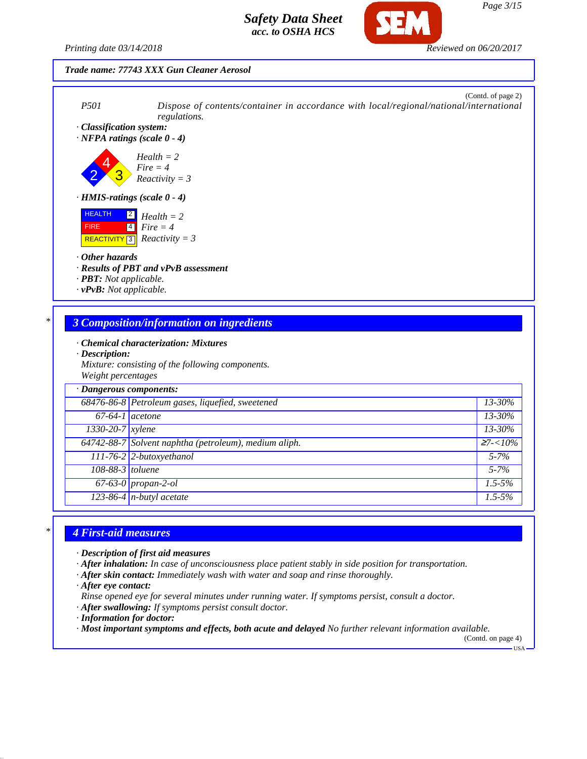**Trade name: 77743 XXX Gun Cleaner Aerosol**

(Contd. of page 2)

P501 Dispose of contents/container in accordance with local/regional/national/international regulations.

· **Classification system:**

· **NFPA ratings (scale 0 - 4)**

Health = 2
Fire = 4
Reactivity = 3

· **HMIS-ratings (scale 0 - 4)**

| | | |
|---|---|---|
| HEALTH | 2 | Health = 2 |
| FIRE | 4 | Fire = 4 |
| REACTIVITY | 3 | Reactivity = 3 |

· **Other hazards**

· **Results of PBT and vPvB assessment**

· **PBT:** Not applicable.

· **vPvB:** Not applicable.

## 3 Composition/information on ingredients

· **Chemical characterization: Mixtures**

· **Description:**
Mixture: consisting of the following components.
Weight percentages

| · Dangerous components: | | |
|---|---|---|
| 68476-86-8 | Petroleum gases, liquefied, sweetened | 13-30% |
| 67-64-1 | acetone | 13-30% |
| 1330-20-7 | xylene | 13-30% |
| 64742-88-7 | Solvent naphtha (petroleum), medium aliph. | ≥7-<10% |
| 111-76-2 | 2-butoxyethanol | 5-7% |
| 108-88-3 | toluene | 5-7% |
| 67-63-0 | propan-2-ol | 1.5-5% |
| 123-86-4 | n-butyl acetate | 1.5-5% |

## 4 First-aid measures

· **Description of first aid measures**

· **After inhalation:** In case of unconsciousness place patient stably in side position for transportation.

· **After skin contact:** Immediately wash with water and soap and rinse thoroughly.

· **After eye contact:**
Rinse opened eye for several minutes under running water. If symptoms persist, consult a doctor.

· **After swallowing:** If symptoms persist consult doctor.

· **Information for doctor:**

· **Most important symptoms and effects, both acute and delayed** No further relevant information available.

(Contd. on page 4)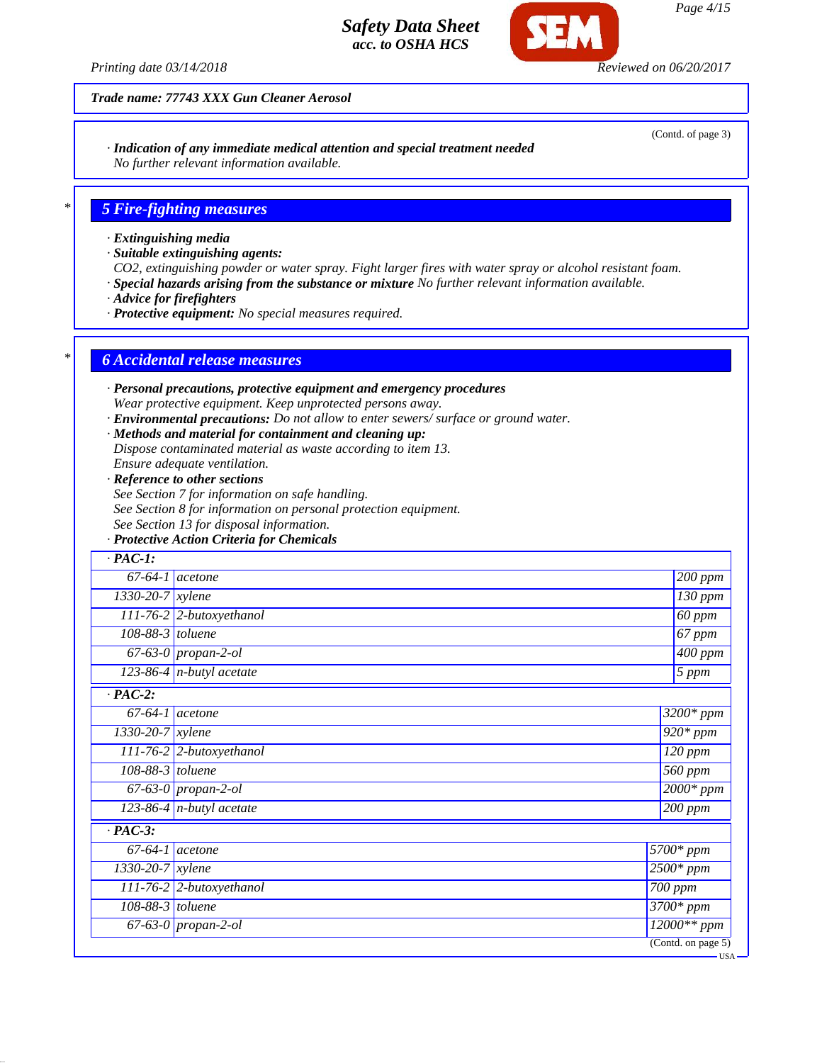**Trade name: 77743 XXX Gun Cleaner Aerosol**

(Contd. of page 3)

· **Indication of any immediate medical attention and special treatment needed**
No further relevant information available.

## 5 Fire-fighting measures

· **Extinguishing media**
· **Suitable extinguishing agents:**
$CO_2$, extinguishing powder or water spray. Fight larger fires with water spray or alcohol resistant foam.
· **Special hazards arising from the substance or mixture** No further relevant information available.
· **Advice for firefighters**
· **Protective equipment:** No special measures required.

## 6 Accidental release measures

· **Personal precautions, protective equipment and emergency procedures**
Wear protective equipment. Keep unprotected persons away.
· **Environmental precautions:** Do not allow to enter sewers/ surface or ground water.
· **Methods and material for containment and cleaning up:**
Dispose contaminated material as waste according to item 13.
Ensure adequate ventilation.
· **Reference to other sections**
See Section 7 for information on safe handling.
See Section 8 for information on personal protection equipment.
See Section 13 for disposal information.
· **Protective Action Criteria for Chemicals**

| · **PAC-1:** | | |
|---|---|---|
| 67-64-1 | acetone | 200 ppm |
| 1330-20-7 | xylene | 130 ppm |
| 111-76-2 | 2-butoxyethanol | 60 ppm |
| 108-88-3 | toluene | 67 ppm |
| 67-63-0 | propan-2-ol | 400 ppm |
| 123-86-4 | n-butyl acetate | 5 ppm |
| · **PAC-2:** | | |
| 67-64-1 | acetone | 3200* ppm |
| 1330-20-7 | xylene | 920* ppm |
| 111-76-2 | 2-butoxyethanol | 120 ppm |
| 108-88-3 | toluene | 560 ppm |
| 67-63-0 | propan-2-ol | 2000* ppm |
| 123-86-4 | n-butyl acetate | 200 ppm |
| · **PAC-3:** | | |
| 67-64-1 | acetone | 5700* ppm |
| 1330-20-7 | xylene | 2500* ppm |
| 111-76-2 | 2-butoxyethanol | 700 ppm |
| 108-88-3 | toluene | 3700* ppm |
| 67-63-0 | propan-2-ol | 12000** ppm |

(Contd. on page 5)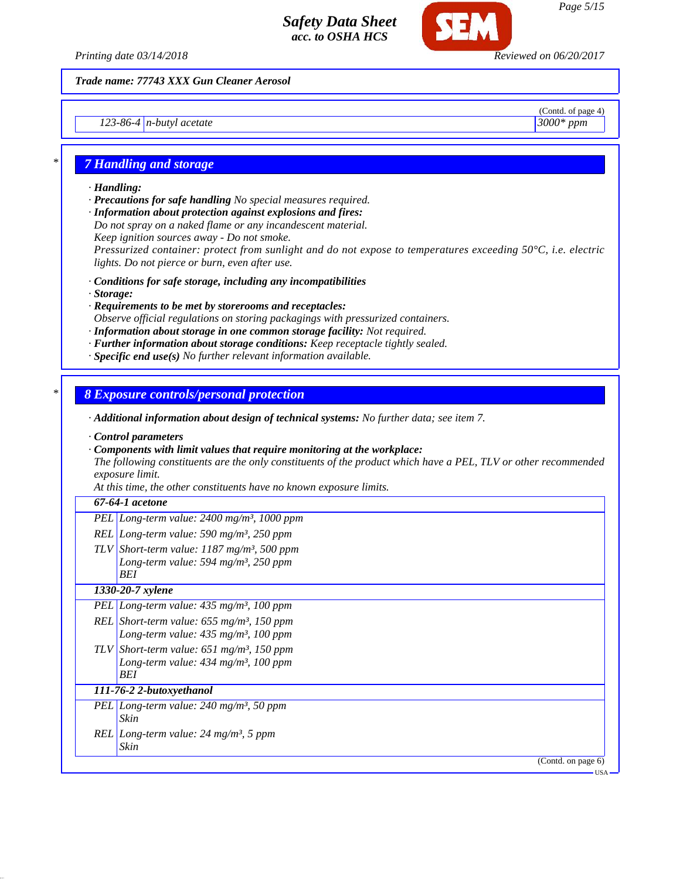Trade name: 77743 XXX Gun Cleaner Aerosol

(Contd. of page 4)

| | | |
|---|---|---|
| 123-86-4 | n-butyl acetate | 3000* ppm |

## 7 Handling and storage

· **Handling:**
· **Precautions for safe handling** No special measures required.
· **Information about protection against explosions and fires:**
Do not spray on a naked flame or any incandescent material.
Keep ignition sources away - Do not smoke.
Pressurized container: protect from sunlight and do not expose to temperatures exceeding 50°C, i.e. electric lights. Do not pierce or burn, even after use.

· **Conditions for safe storage, including any incompatibilities**
· **Storage:**
· **Requirements to be met by storerooms and receptacles:**
Observe official regulations on storing packagings with pressurized containers.
· **Information about storage in one common storage facility:** Not required.
· **Further information about storage conditions:** Keep receptacle tightly sealed.
· **Specific end use(s)** No further relevant information available.

## 8 Exposure controls/personal protection

· **Additional information about design of technical systems:** No further data; see item 7.

· **Control parameters**
· **Components with limit values that require monitoring at the workplace:**
The following constituents are the only constituents of the product which have a PEL, TLV or other recommended exposure limit.
At this time, the other constituents have no known exposure limits.

| | |
|---|---|
| **67-64-1 acetone** | |
| PEL | Long-term value: 2400 mg/m³, 1000 ppm |
| REL | Long-term value: 590 mg/m³, 250 ppm |
| TLV | Short-term value: 1187 mg/m³, 500 ppm<br>Long-term value: 594 mg/m³, 250 ppm<br>BEI |
| **1330-20-7 xylene** | |
| PEL | Long-term value: 435 mg/m³, 100 ppm |
| REL | Short-term value: 655 mg/m³, 150 ppm<br>Long-term value: 435 mg/m³, 100 ppm |
| TLV | Short-term value: 651 mg/m³, 150 ppm<br>Long-term value: 434 mg/m³, 100 ppm<br>BEI |
| **111-76-2 2-butoxyethanol** | |
| PEL | Long-term value: 240 mg/m³, 50 ppm<br>Skin |
| REL | Long-term value: 24 mg/m³, 5 ppm<br>Skin |

(Contd. on page 6)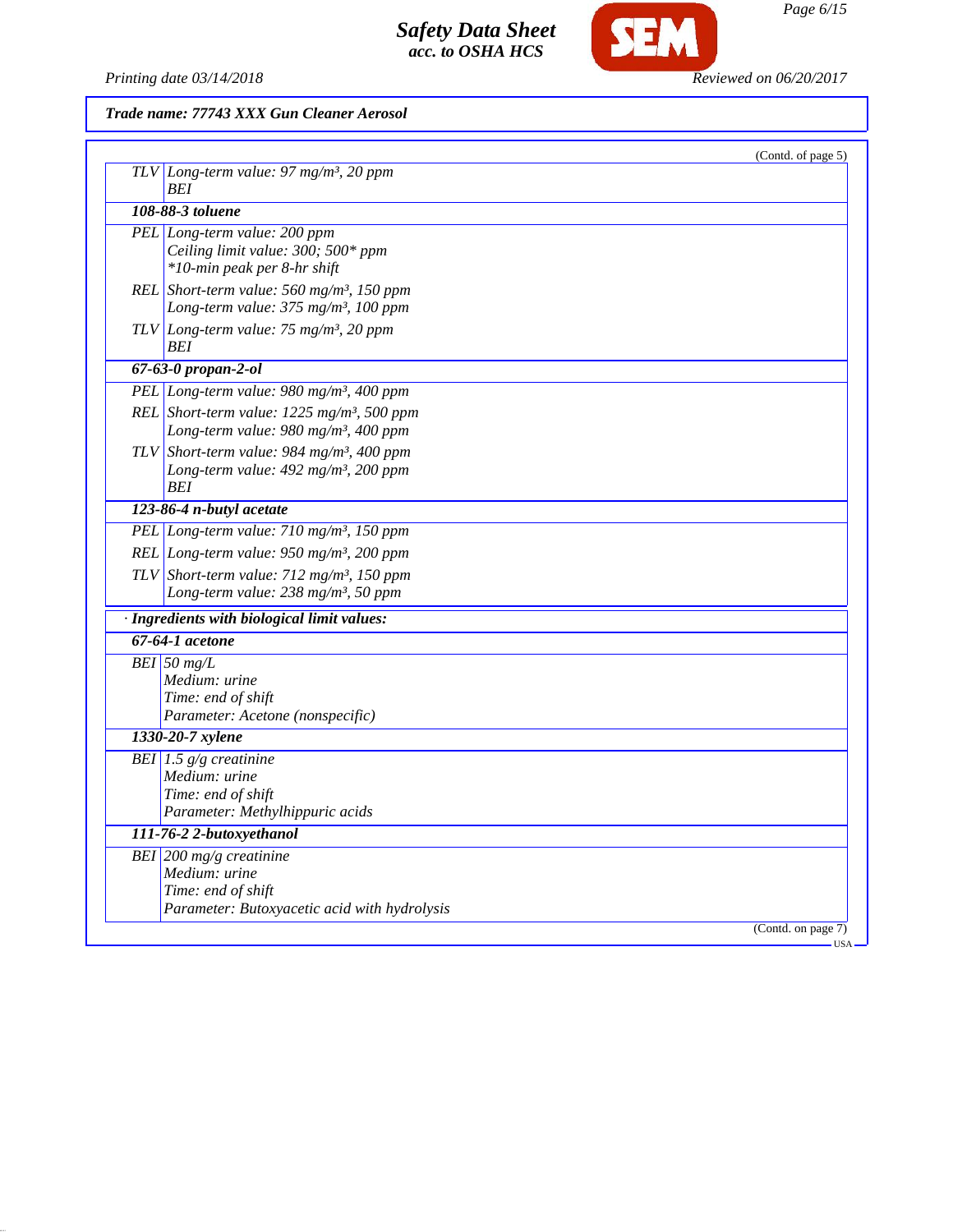**Trade name: 77743 XXX Gun Cleaner Aerosol**

(Contd. of page 5)

| | |
|---|---|
| TLV | Long-term value: 97 mg/m³, 20 ppm<br>BEI |
| **108-88-3 toluene** | |
| PEL | Long-term value: 200 ppm<br>Ceiling limit value: 300; 500* ppm<br>*10-min peak per 8-hr shift |
| REL | Short-term value: 560 mg/m³, 150 ppm<br>Long-term value: 375 mg/m³, 100 ppm |
| TLV | Long-term value: 75 mg/m³, 20 ppm<br>BEI |
| **67-63-0 propan-2-ol** | |
| PEL | Long-term value: 980 mg/m³, 400 ppm |
| REL | Short-term value: 1225 mg/m³, 500 ppm<br>Long-term value: 980 mg/m³, 400 ppm |
| TLV | Short-term value: 984 mg/m³, 400 ppm<br>Long-term value: 492 mg/m³, 200 ppm<br>BEI |
| **123-86-4 n-butyl acetate** | |
| PEL | Long-term value: 710 mg/m³, 150 ppm |
| REL | Long-term value: 950 mg/m³, 200 ppm |
| TLV | Short-term value: 712 mg/m³, 150 ppm<br>Long-term value: 238 mg/m³, 50 ppm |

**· Ingredients with biological limit values:**

| | |
|---|---|
| **67-64-1 acetone** | |
| BEI | 50 mg/L<br>Medium: urine<br>Time: end of shift<br>Parameter: Acetone (nonspecific) |
| **1330-20-7 xylene** | |
| BEI | 1.5 g/g creatinine<br>Medium: urine<br>Time: end of shift<br>Parameter: Methylhippuric acids |
| **111-76-2 2-butoxyethanol** | |
| BEI | 200 mg/g creatinine<br>Medium: urine<br>Time: end of shift<br>Parameter: Butoxyacetic acid with hydrolysis |

(Contd. on page 7)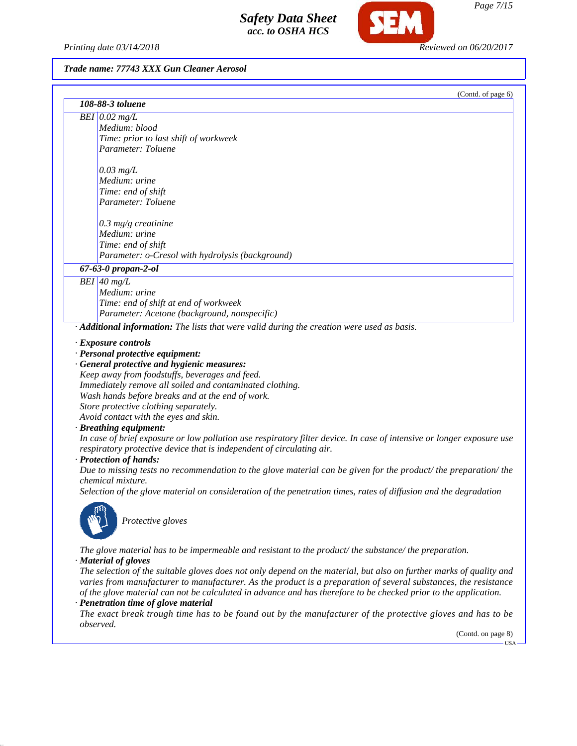(Contd. of page 6)

| | |
|---|---|
| **108-88-3 toluene** | |
| BEI | 0.02 mg/L<br>Medium: blood<br>Time: prior to last shift of workweek<br>Parameter: Toluene<br><br>0.03 mg/L<br>Medium: urine<br>Time: end of shift<br>Parameter: Toluene<br><br>0.3 mg/g creatinine<br>Medium: urine<br>Time: end of shift<br>Parameter: o-Cresol with hydrolysis (background) |
| **67-63-0 propan-2-ol** | |
| BEI | 40 mg/L<br>Medium: urine<br>Time: end of shift at end of workweek<br>Parameter: Acetone (background, nonspecific) |

· ***Additional information:*** *The lists that were valid during the creation were used as basis.*

· ***Exposure controls***

· ***Personal protective equipment:***

· ***General protective and hygienic measures:***

*Keep away from foodstuffs, beverages and feed.*
*Immediately remove all soiled and contaminated clothing.*
*Wash hands before breaks and at the end of work.*
*Store protective clothing separately.*
*Avoid contact with the eyes and skin.*

· ***Breathing equipment:***

*In case of brief exposure or low pollution use respiratory filter device. In case of intensive or longer exposure use respiratory protective device that is independent of circulating air.*

· ***Protection of hands:***

*Due to missing tests no recommendation to the glove material can be given for the product/ the preparation/ the chemical mixture.*

*Selection of the glove material on consideration of the penetration times, rates of diffusion and the degradation*

*Protective gloves*

*The glove material has to be impermeable and resistant to the product/ the substance/ the preparation.*

· ***Material of gloves***

*The selection of the suitable gloves does not only depend on the material, but also on further marks of quality and varies from manufacturer to manufacturer. As the product is a preparation of several substances, the resistance of the glove material can not be calculated in advance and has therefore to be checked prior to the application.*

· ***Penetration time of glove material***

*The exact break trough time has to be found out by the manufacturer of the protective gloves and has to be observed.*

(Contd. on page 8)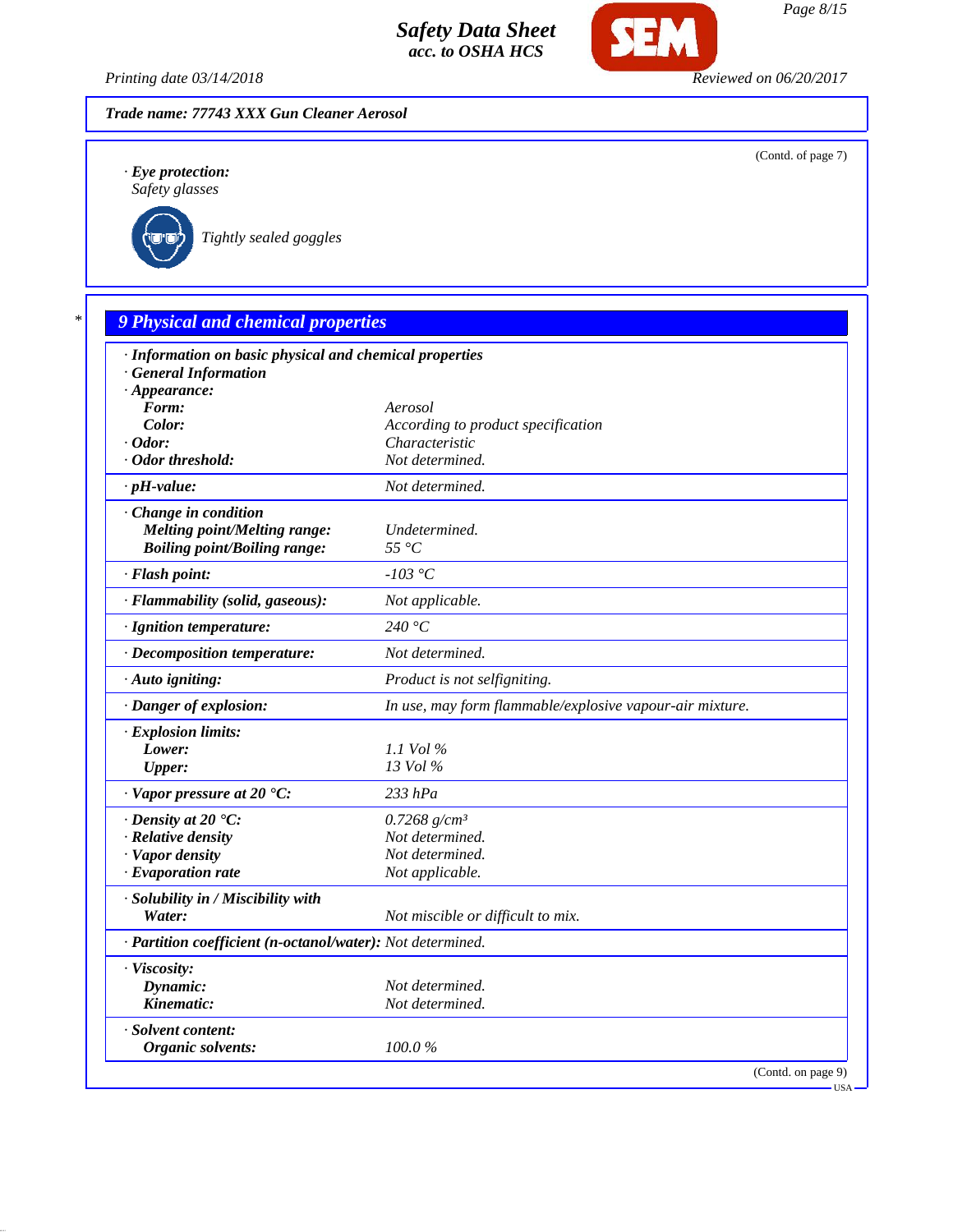**Trade name: 77743 XXX Gun Cleaner Aerosol**

(Contd. of page 7)

· **Eye protection:**
Safety glasses

Tightly sealed goggles

## 9 Physical and chemical properties

| | |
|---|---|
| · **Information on basic physical and chemical properties** | |
| · **General Information** | |
| · **Appearance:** | |
| **Form:** | Aerosol |
| **Color:** | According to product specification |
| · **Odor:** | Characteristic |
| · **Odor threshold:** | Not determined. |
| · **pH-value:** | Not determined. |
| · **Change in condition** | |
| **Melting point/Melting range:** | Undetermined. |
| **Boiling point/Boiling range:** | 55 °C |
| · **Flash point:** | -103 °C |
| · **Flammability (solid, gaseous):** | Not applicable. |
| · **Ignition temperature:** | 240 °C |
| · **Decomposition temperature:** | Not determined. |
| · **Auto igniting:** | Product is not selfigniting. |
| · **Danger of explosion:** | In use, may form flammable/explosive vapour-air mixture. |
| · **Explosion limits:** | |
| **Lower:** | 1.1 Vol % |
| **Upper:** | 13 Vol % |
| · **Vapor pressure at 20 °C:** | 233 hPa |
| · **Density at 20 °C:** | 0.7268 g/cm³ |
| · **Relative density** | Not determined. |
| · **Vapor density** | Not determined. |
| · **Evaporation rate** | Not applicable. |
| · **Solubility in / Miscibility with** | |
| **Water:** | Not miscible or difficult to mix. |
| · **Partition coefficient (n-octanol/water):** | Not determined. |
| · **Viscosity:** | |
| **Dynamic:** | Not determined. |
| **Kinematic:** | Not determined. |
| · **Solvent content:** | |
| **Organic solvents:** | 100.0 % |

(Contd. on page 9)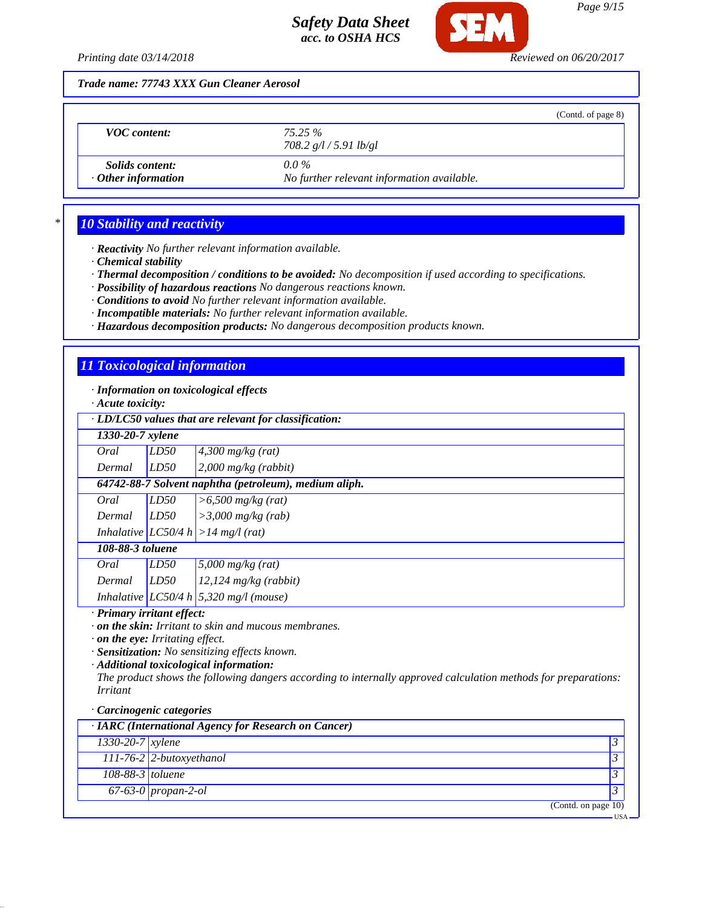Trade name: 77743 XXX Gun Cleaner Aerosol

(Contd. of page 8)

| | |
|---|---|
| *VOC content:* | *75.25 %* <br> *708.2 g/l / 5.91 lb/gl* |
| *Solids content:* | *0.0 %* |
| *· Other information* | *No further relevant information available.* |

## 10 Stability and reactivity

- · **Reactivity** No further relevant information available.
- · **Chemical stability**
- · **Thermal decomposition / conditions to be avoided:** No decomposition if used according to specifications.
- · **Possibility of hazardous reactions** No dangerous reactions known.
- · **Conditions to avoid** No further relevant information available.
- · **Incompatible materials:** No further relevant information available.
- · **Hazardous decomposition products:** No dangerous decomposition products known.

## 11 Toxicological information

- · **Information on toxicological effects**
- · **Acute toxicity:**

| · LD/LC50 values that are relevant for classification: | | |
|---|---|---|
| **1330-20-7 xylene** | | |
| Oral | LD50 | 4,300 mg/kg (rat) |
| Dermal | LD50 | 2,000 mg/kg (rabbit) |
| **64742-88-7 Solvent naphtha (petroleum), medium aliph.** | | |
| Oral | LD50 | >6,500 mg/kg (rat) |
| Dermal | LD50 | >3,000 mg/kg (rab) |
| Inhalative | LC50/4 h | >14 mg/l (rat) |
| **108-88-3 toluene** | | |
| Oral | LD50 | 5,000 mg/kg (rat) |
| Dermal | LD50 | 12,124 mg/kg (rabbit) |
| Inhalative | LC50/4 h | 5,320 mg/l (mouse) |

- · **Primary irritant effect:**
- · **on the skin:** Irritant to skin and mucous membranes.
- · **on the eye:** Irritating effect.
- · **Sensitization:** No sensitizing effects known.
- · **Additional toxicological information:**
  The product shows the following dangers according to internally approved calculation methods for preparations: Irritant
- · **Carcinogenic categories**

| · IARC (International Agency for Research on Cancer) | | |
|---|---|---|
| 1330-20-7 | xylene | 3 |
| 111-76-2 | 2-butoxyethanol | 3 |
| 108-88-3 | toluene | 3 |
| 67-63-0 | propan-2-ol | 3 |

(Contd. on page 10)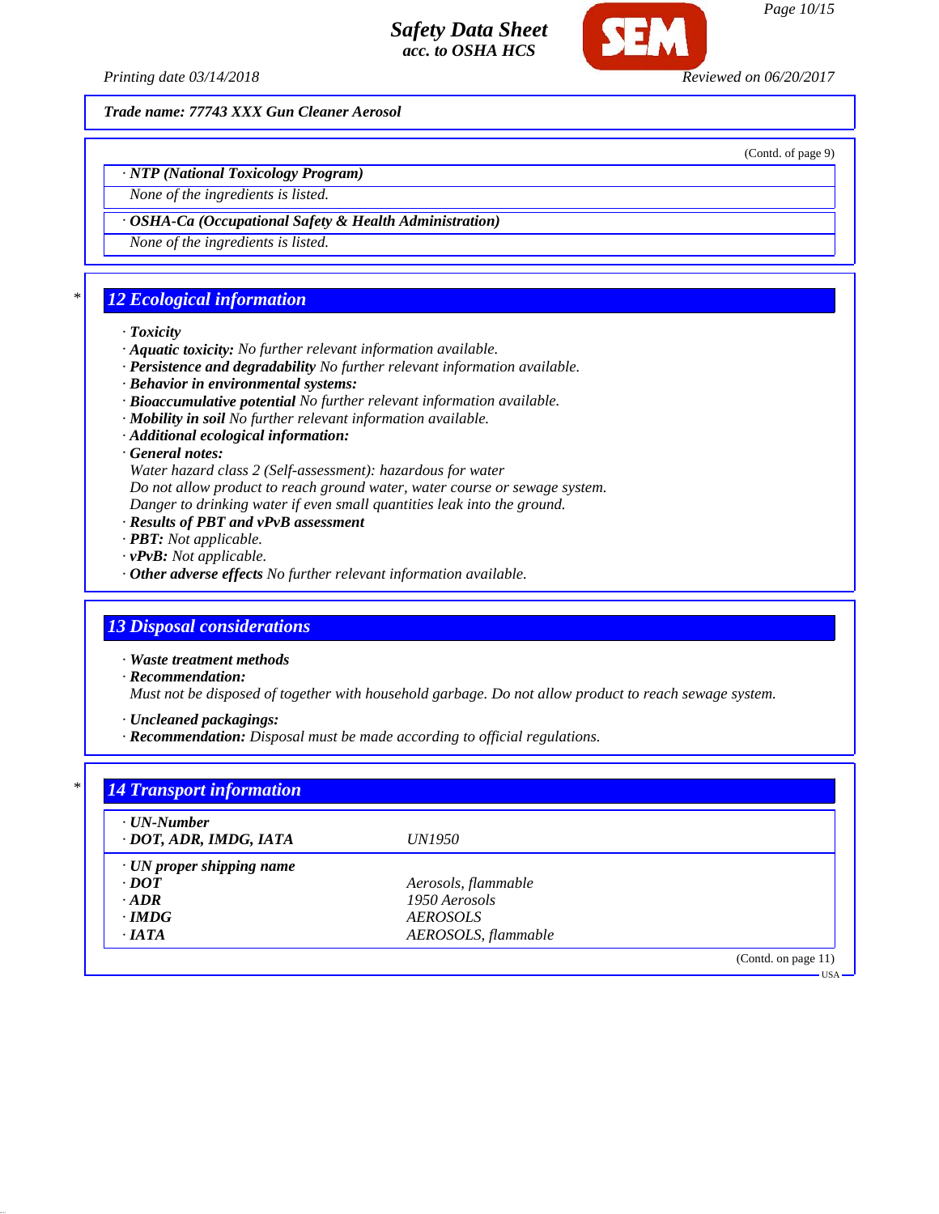Trade name: 77743 XXX Gun Cleaner Aerosol

(Contd. of page 9)

· **NTP (National Toxicology Program)**

None of the ingredients is listed.

· **OSHA-Ca (Occupational Safety & Health Administration)**

None of the ingredients is listed.

## 12 Ecological information

· **Toxicity**
· **Aquatic toxicity:** No further relevant information available.
· **Persistence and degradability** No further relevant information available.
· **Behavior in environmental systems:**
· **Bioaccumulative potential** No further relevant information available.
· **Mobility in soil** No further relevant information available.
· **Additional ecological information:**
· **General notes:**
Water hazard class 2 (Self-assessment): hazardous for water
Do not allow product to reach ground water, water course or sewage system.
Danger to drinking water if even small quantities leak into the ground.
· **Results of PBT and vPvB assessment**
· **PBT:** Not applicable.
· **vPvB:** Not applicable.
· **Other adverse effects** No further relevant information available.

## 13 Disposal considerations

· **Waste treatment methods**
· **Recommendation:**
Must not be disposed of together with household garbage. Do not allow product to reach sewage system.

· **Uncleaned packagings:**
· **Recommendation:** Disposal must be made according to official regulations.

## 14 Transport information

| · **UN-Number** | |
|---|---|
| · **DOT, ADR, IMDG, IATA** | UN1950 |
| · **UN proper shipping name** | |
| · **DOT** | Aerosols, flammable |
| · **ADR** | 1950 Aerosols |
| · **IMDG** | AEROSOLS |
| · **IATA** | AEROSOLS, flammable |

(Contd. on page 11)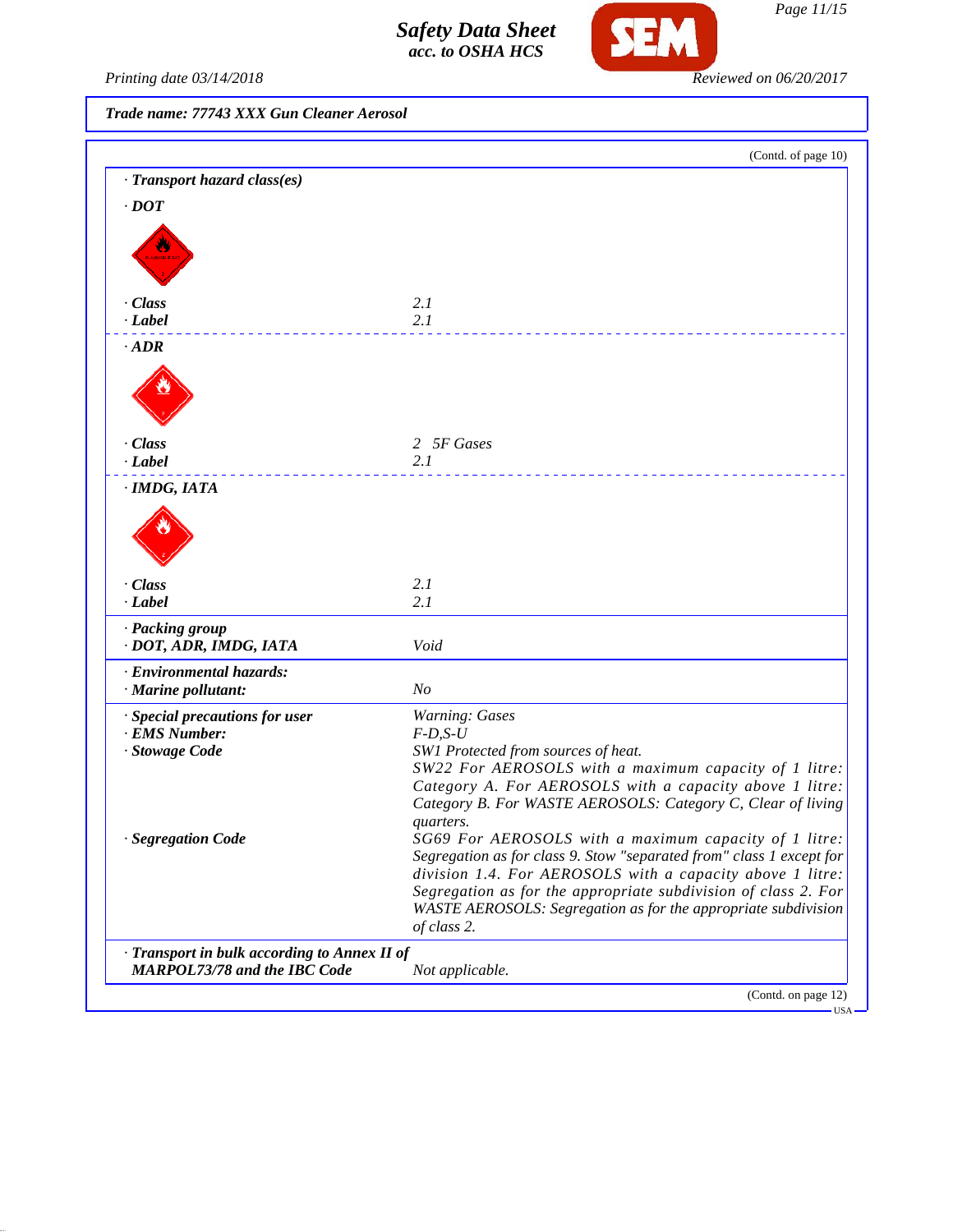**Trade name: 77743 XXX Gun Cleaner Aerosol**

(Contd. of page 10)

· **Transport hazard class(es)**

· **DOT**

| | |
|---|---|
| · **Class** | 2.1 |
| · **Label** | 2.1 |

· **ADR**

| | |
|---|---|
| · **Class** | 2 5F Gases |
| · **Label** | 2.1 |

· **IMDG, IATA**

| | |
|---|---|
| · **Class** | 2.1 |
| · **Label** | 2.1 |

| | |
|---|---|
| · **Packing group** | |
| · **DOT, ADR, IMDG, IATA** | Void |
| · **Environmental hazards:** | |
| · **Marine pollutant:** | No |
| · **Special precautions for user** | Warning: Gases |
| · **EMS Number:** | F-D,S-U |
| · **Stowage Code** | SW1 Protected from sources of heat. SW22 For AEROSOLS with a maximum capacity of 1 litre: Category A. For AEROSOLS with a capacity above 1 litre: Category B. For WASTE AEROSOLS: Category C, Clear of living quarters. |
| · **Segregation Code** | SG69 For AEROSOLS with a maximum capacity of 1 litre: Segregation as for class 9. Stow "separated from" class 1 except for division 1.4. For AEROSOLS with a capacity above 1 litre: Segregation as for the appropriate subdivision of class 2. For WASTE AEROSOLS: Segregation as for the appropriate subdivision of class 2. |
| · **Transport in bulk according to Annex II of MARPOL73/78 and the IBC Code** | Not applicable. |

(Contd. on page 12)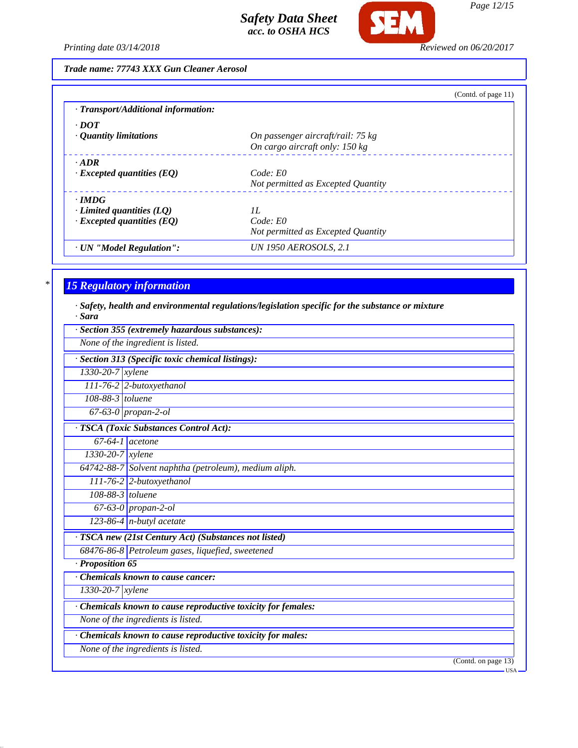Trade name: 77743 XXX Gun Cleaner Aerosol

(Contd. of page 11)

· **Transport/Additional information:**

· **DOT**

| · **Quantity limitations** | On passenger aircraft/rail: 75 kg<br>On cargo aircraft only: 150 kg |
|---|---|

· **ADR**

| · **Excepted quantities (EQ)** | Code: E0<br>Not permitted as Excepted Quantity |
|---|---|

· **IMDG**

| · **Limited quantities (LQ)** | 1L |
|---|---|
| · **Excepted quantities (EQ)** | Code: E0<br>Not permitted as Excepted Quantity |

| · **UN "Model Regulation":** | UN 1950 AEROSOLS, 2.1 |
|---|---|

## 15 Regulatory information

· **Safety, health and environmental regulations/legislation specific for the substance or mixture**

· **Sara**

· **Section 355 (extremely hazardous substances):**

None of the ingredient is listed.

· **Section 313 (Specific toxic chemical listings):**

| | |
|---|---|
| 1330-20-7 | xylene |
| 111-76-2 | 2-butoxyethanol |
| 108-88-3 | toluene |
| 67-63-0 | propan-2-ol |

· **TSCA (Toxic Substances Control Act):**

| | |
|---|---|
| 67-64-1 | acetone |
| 1330-20-7 | xylene |
| 64742-88-7 | Solvent naphtha (petroleum), medium aliph. |
| 111-76-2 | 2-butoxyethanol |
| 108-88-3 | toluene |
| 67-63-0 | propan-2-ol |
| 123-86-4 | n-butyl acetate |

· **TSCA new (21st Century Act) (Substances not listed)**

| | |
|---|---|
| 68476-86-8 | Petroleum gases, liquefied, sweetened |

· **Proposition 65**

· **Chemicals known to cause cancer:**

| | |
|---|---|
| 1330-20-7 | xylene |

· **Chemicals known to cause reproductive toxicity for females:**

None of the ingredients is listed.

· **Chemicals known to cause reproductive toxicity for males:**

None of the ingredients is listed.

(Contd. on page 13)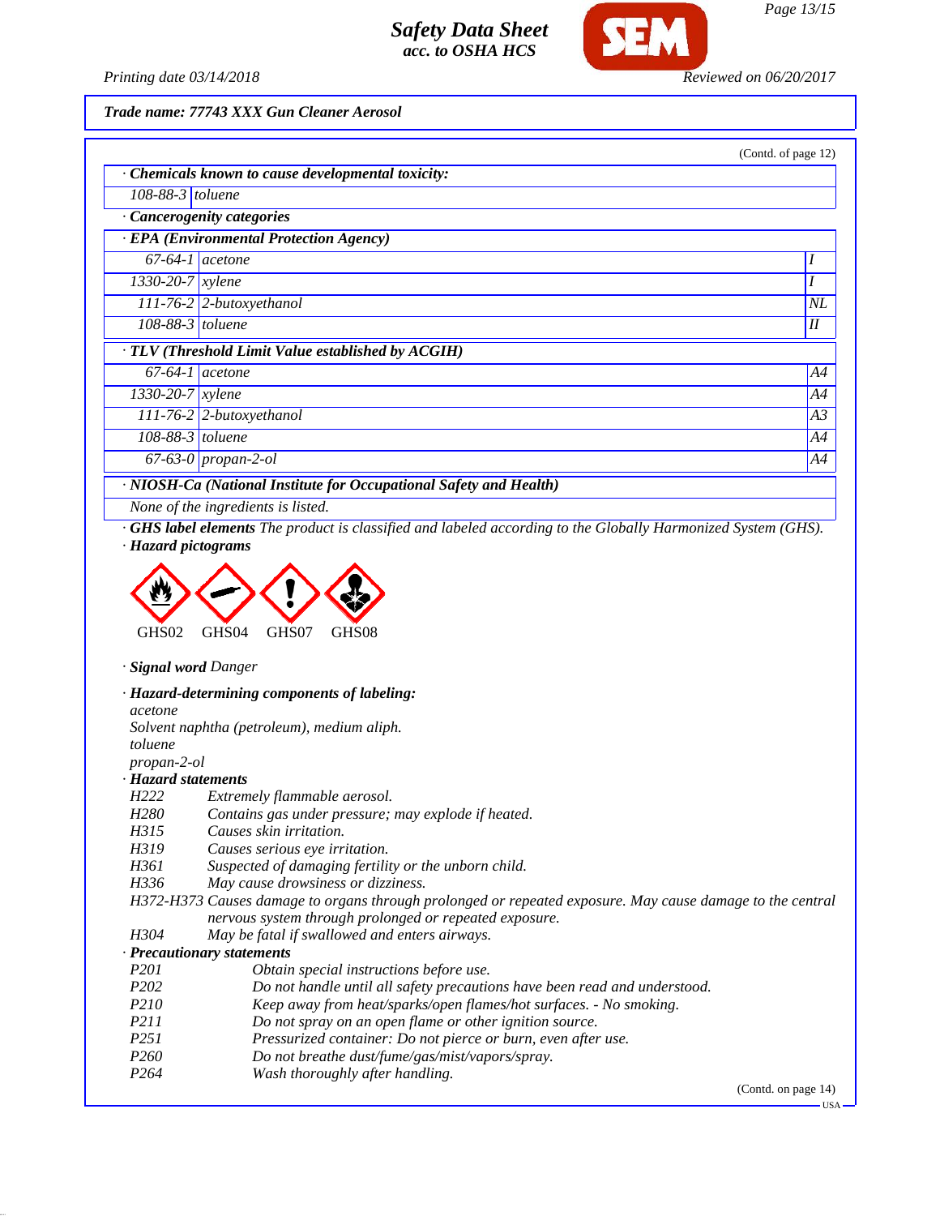Trade name: 77743 XXX Gun Cleaner Aerosol

(Contd. of page 12)

· **Chemicals known to cause developmental toxicity:**

| | |
|---|---|
| 108-88-3 | toluene |

· **Cancerogenity categories**

· **EPA (Environmental Protection Agency)**

| | | |
|---|---|---|
| 67-64-1 | acetone | I |
| 1330-20-7 | xylene | I |
| 111-76-2 | 2-butoxyethanol | NL |
| 108-88-3 | toluene | II |

· **TLV (Threshold Limit Value established by ACGIH)**

| | | |
|---|---|---|
| 67-64-1 | acetone | A4 |
| 1330-20-7 | xylene | A4 |
| 111-76-2 | 2-butoxyethanol | A3 |
| 108-88-3 | toluene | A4 |
| 67-63-0 | propan-2-ol | A4 |

· **NIOSH-Ca (National Institute for Occupational Safety and Health)**

None of the ingredients is listed.

· **GHS label elements** The product is classified and labeled according to the Globally Harmonized System (GHS).

· **Hazard pictograms**

GHS02 GHS04 GHS07 GHS08

· **Signal word** Danger

· **Hazard-determining components of labeling:**

acetone
Solvent naphtha (petroleum), medium aliph.
toluene
propan-2-ol

· **Hazard statements**

H222 Extremely flammable aerosol.
H280 Contains gas under pressure; may explode if heated.
H315 Causes skin irritation.
H319 Causes serious eye irritation.
H361 Suspected of damaging fertility or the unborn child.
H336 May cause drowsiness or dizziness.
H372-H373 Causes damage to organs through prolonged or repeated exposure. May cause damage to the central nervous system through prolonged or repeated exposure.
H304 May be fatal if swallowed and enters airways.

· **Precautionary statements**

P201 Obtain special instructions before use.
P202 Do not handle until all safety precautions have been read and understood.
P210 Keep away from heat/sparks/open flames/hot surfaces. - No smoking.
P211 Do not spray on an open flame or other ignition source.
P251 Pressurized container: Do not pierce or burn, even after use.
P260 Do not breathe dust/fume/gas/mist/vapors/spray.
P264 Wash thoroughly after handling.

(Contd. on page 14)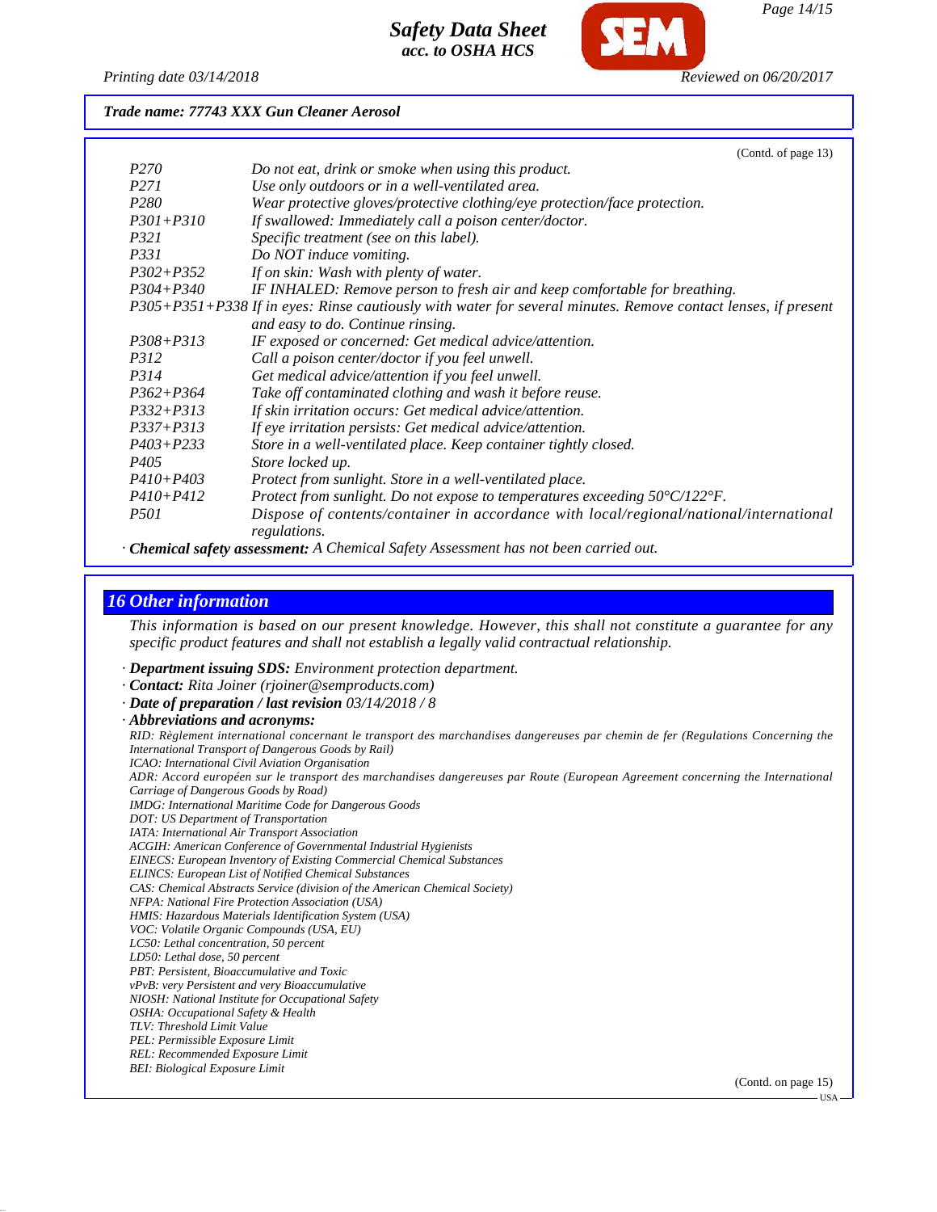Trade name: 77743 XXX Gun Cleaner Aerosol

(Contd. of page 13)

| | |
|---|---|
| P270 | Do not eat, drink or smoke when using this product. |
| P271 | Use only outdoors or in a well-ventilated area. |
| P280 | Wear protective gloves/protective clothing/eye protection/face protection. |
| P301+P310 | If swallowed: Immediately call a poison center/doctor. |
| P321 | Specific treatment (see on this label). |
| P331 | Do NOT induce vomiting. |
| P302+P352 | If on skin: Wash with plenty of water. |
| P304+P340 | IF INHALED: Remove person to fresh air and keep comfortable for breathing. |
| P305+P351+P338 | If in eyes: Rinse cautiously with water for several minutes. Remove contact lenses, if present and easy to do. Continue rinsing. |
| P308+P313 | IF exposed or concerned: Get medical advice/attention. |
| P312 | Call a poison center/doctor if you feel unwell. |
| P314 | Get medical advice/attention if you feel unwell. |
| P362+P364 | Take off contaminated clothing and wash it before reuse. |
| P332+P313 | If skin irritation occurs: Get medical advice/attention. |
| P337+P313 | If eye irritation persists: Get medical advice/attention. |
| P403+P233 | Store in a well-ventilated place. Keep container tightly closed. |
| P405 | Store locked up. |
| P410+P403 | Protect from sunlight. Store in a well-ventilated place. |
| P410+P412 | Protect from sunlight. Do not expose to temperatures exceeding 50°C/122°F. |
| P501 | Dispose of contents/container in accordance with local/regional/national/international regulations. |

· **Chemical safety assessment:** A Chemical Safety Assessment has not been carried out.

## 16 Other information

This information is based on our present knowledge. However, this shall not constitute a guarantee for any specific product features and shall not establish a legally valid contractual relationship.

· **Department issuing SDS:** Environment protection department.
· **Contact:** Rita Joiner (rjoiner@semproducts.com)
· **Date of preparation / last revision** 03/14/2018 / 8
· **Abbreviations and acronyms:**

RID: Règlement international concernant le transport des marchandises dangereuses par chemin de fer (Regulations Concerning the International Transport of Dangerous Goods by Rail)
ICAO: International Civil Aviation Organisation
ADR: Accord européen sur le transport des marchandises dangereuses par Route (European Agreement concerning the International Carriage of Dangerous Goods by Road)
IMDG: International Maritime Code for Dangerous Goods
DOT: US Department of Transportation
IATA: International Air Transport Association
ACGIH: American Conference of Governmental Industrial Hygienists
EINECS: European Inventory of Existing Commercial Chemical Substances
ELINCS: European List of Notified Chemical Substances
CAS: Chemical Abstracts Service (division of the American Chemical Society)
NFPA: National Fire Protection Association (USA)
HMIS: Hazardous Materials Identification System (USA)
VOC: Volatile Organic Compounds (USA, EU)
LC50: Lethal concentration, 50 percent
LD50: Lethal dose, 50 percent
PBT: Persistent, Bioaccumulative and Toxic
vPvB: very Persistent and very Bioaccumulative
NIOSH: National Institute for Occupational Safety
OSHA: Occupational Safety & Health
TLV: Threshold Limit Value
PEL: Permissible Exposure Limit
REL: Recommended Exposure Limit
BEI: Biological Exposure Limit

(Contd. on page 15)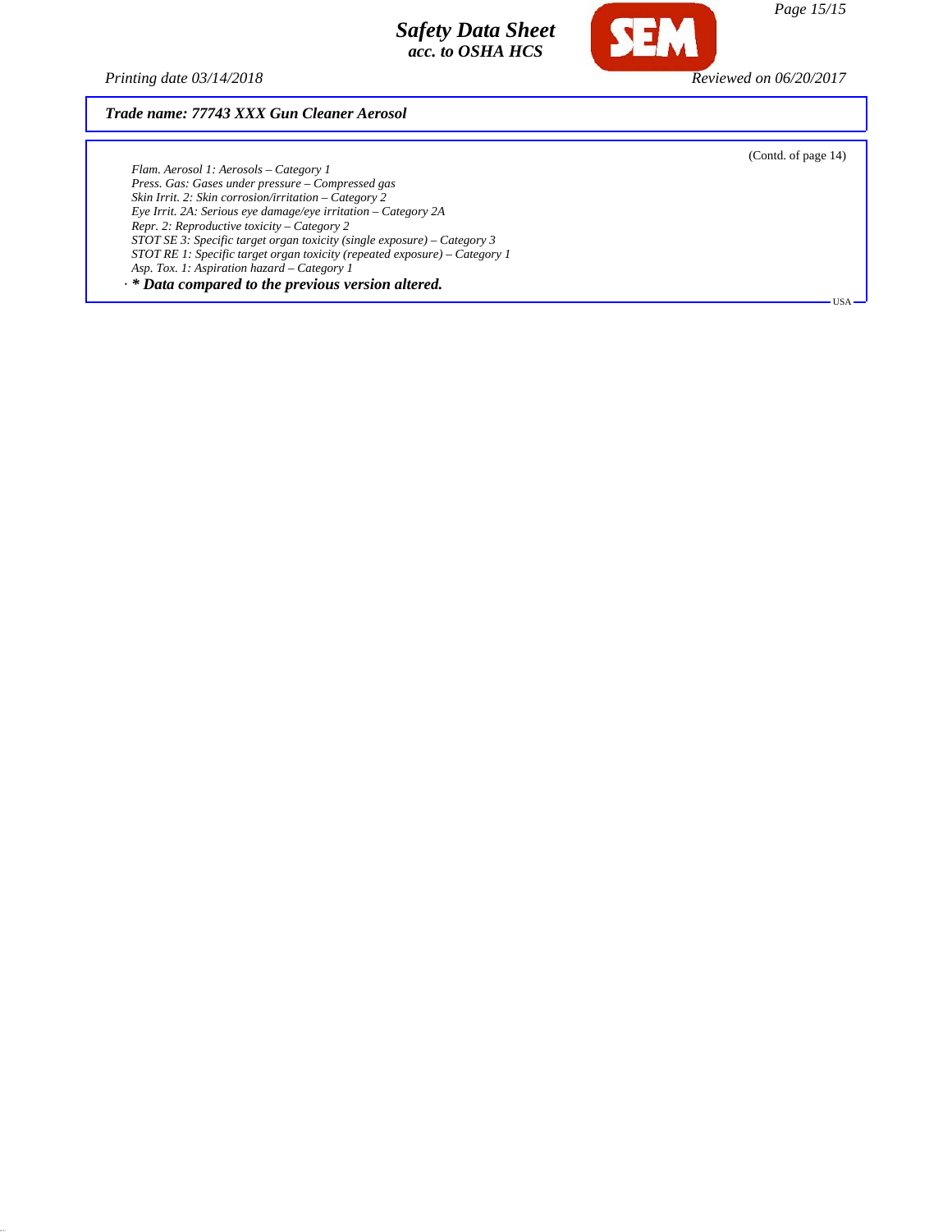(Contd. of page 14)

*Flam. Aerosol 1: Aerosols – Category 1*
*Press. Gas: Gases under pressure – Compressed gas*
*Skin Irrit. 2: Skin corrosion/irritation – Category 2*
*Eye Irrit. 2A: Serious eye damage/eye irritation – Category 2A*
*Repr. 2: Reproductive toxicity – Category 2*
*STOT SE 3: Specific target organ toxicity (single exposure) – Category 3*
*STOT RE 1: Specific target organ toxicity (repeated exposure) – Category 1*
*Asp. Tox. 1: Aspiration hazard – Category 1*

· ***** Data compared to the previous version altered.**

USA